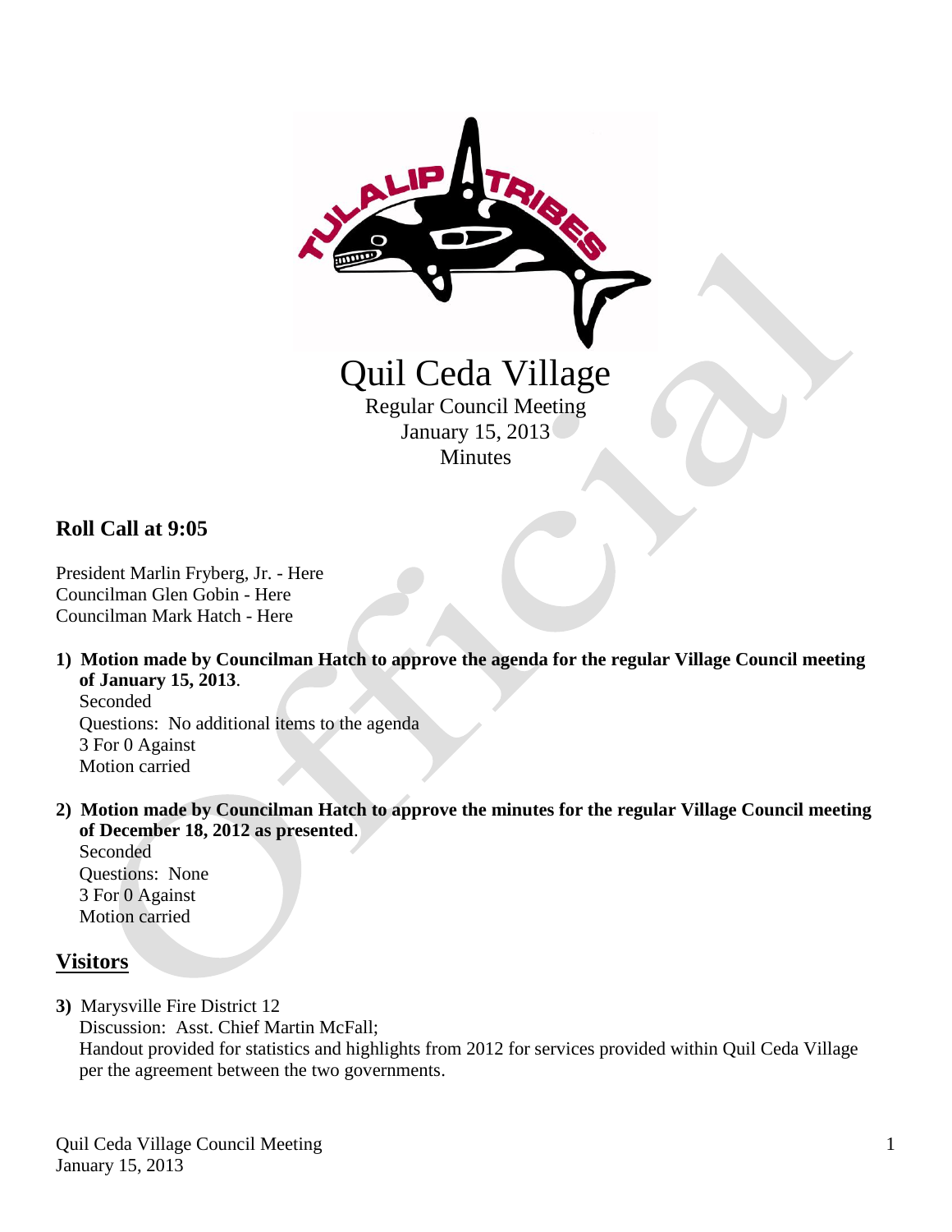# Quil Ceda Village

Regular Council Meeting
January 15, 2013
Minutes

## Roll Call at 9:05

President Marlin Fryberg, Jr. - Here
Councilman Glen Gobin - Here
Councilman Mark Hatch - Here

1) **Motion made by Councilman Hatch to approve the agenda for the regular Village Council meeting of January 15, 2013**.
   Seconded
   Questions: No additional items to the agenda
   3 For 0 Against
   Motion carried

2) **Motion made by Councilman Hatch to approve the minutes for the regular Village Council meeting of December 18, 2012 as presented**.
   Seconded
   Questions: None
   3 For 0 Against
   Motion carried

## Visitors

3) Marysville Fire District 12
   Discussion: Asst. Chief Martin McFall;
   Handout provided for statistics and highlights from 2012 for services provided within Quil Ceda Village per the agreement between the two governments.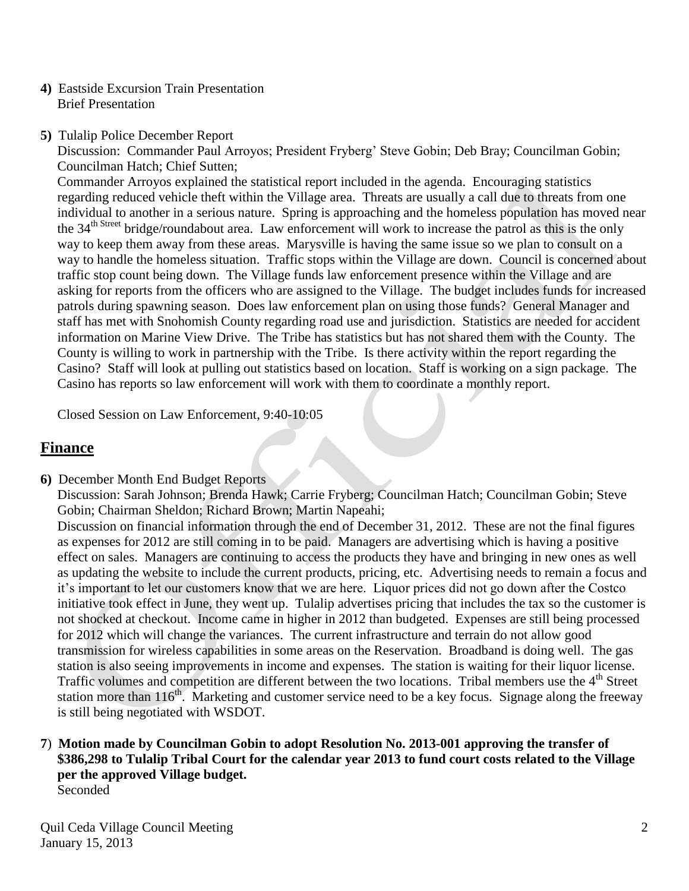**4)** Eastside Excursion Train Presentation
Brief Presentation

**5)** Tulalip Police December Report

Discussion: Commander Paul Arroyos; President Fryberg' Steve Gobin; Deb Bray; Councilman Gobin; Councilman Hatch; Chief Sutten;

Commander Arroyos explained the statistical report included in the agenda. Encouraging statistics regarding reduced vehicle theft within the Village area. Threats are usually a call due to threats from one individual to another in a serious nature. Spring is approaching and the homeless population has moved near the 34th Street bridge/roundabout area. Law enforcement will work to increase the patrol as this is the only way to keep them away from these areas. Marysville is having the same issue so we plan to consult on a way to handle the homeless situation. Traffic stops within the Village are down. Council is concerned about traffic stop count being down. The Village funds law enforcement presence within the Village and are asking for reports from the officers who are assigned to the Village. The budget includes funds for increased patrols during spawning season. Does law enforcement plan on using those funds? General Manager and staff has met with Snohomish County regarding road use and jurisdiction. Statistics are needed for accident information on Marine View Drive. The Tribe has statistics but has not shared them with the County. The County is willing to work in partnership with the Tribe. Is there activity within the report regarding the Casino? Staff will look at pulling out statistics based on location. Staff is working on a sign package. The Casino has reports so law enforcement will work with them to coordinate a monthly report.

Closed Session on Law Enforcement, 9:40-10:05

## Finance

**6)** December Month End Budget Reports

Discussion: Sarah Johnson; Brenda Hawk; Carrie Fryberg; Councilman Hatch; Councilman Gobin; Steve Gobin; Chairman Sheldon; Richard Brown; Martin Napeahi;

Discussion on financial information through the end of December 31, 2012. These are not the final figures as expenses for 2012 are still coming in to be paid. Managers are advertising which is having a positive effect on sales. Managers are continuing to access the products they have and bringing in new ones as well as updating the website to include the current products, pricing, etc. Advertising needs to remain a focus and it's important to let our customers know that we are here. Liquor prices did not go down after the Costco initiative took effect in June, they went up. Tulalip advertises pricing that includes the tax so the customer is not shocked at checkout. Income came in higher in 2012 than budgeted. Expenses are still being processed for 2012 which will change the variances. The current infrastructure and terrain do not allow good transmission for wireless capabilities in some areas on the Reservation. Broadband is doing well. The gas station is also seeing improvements in income and expenses. The station is waiting for their liquor license. Traffic volumes and competition are different between the two locations. Tribal members use the 4th Street station more than 116th. Marketing and customer service need to be a key focus. Signage along the freeway is still being negotiated with WSDOT.

**7)** **Motion made by Councilman Gobin to adopt Resolution No. 2013-001 approving the transfer of $386,298 to Tulalip Tribal Court for the calendar year 2013 to fund court costs related to the Village per the approved Village budget.**
Seconded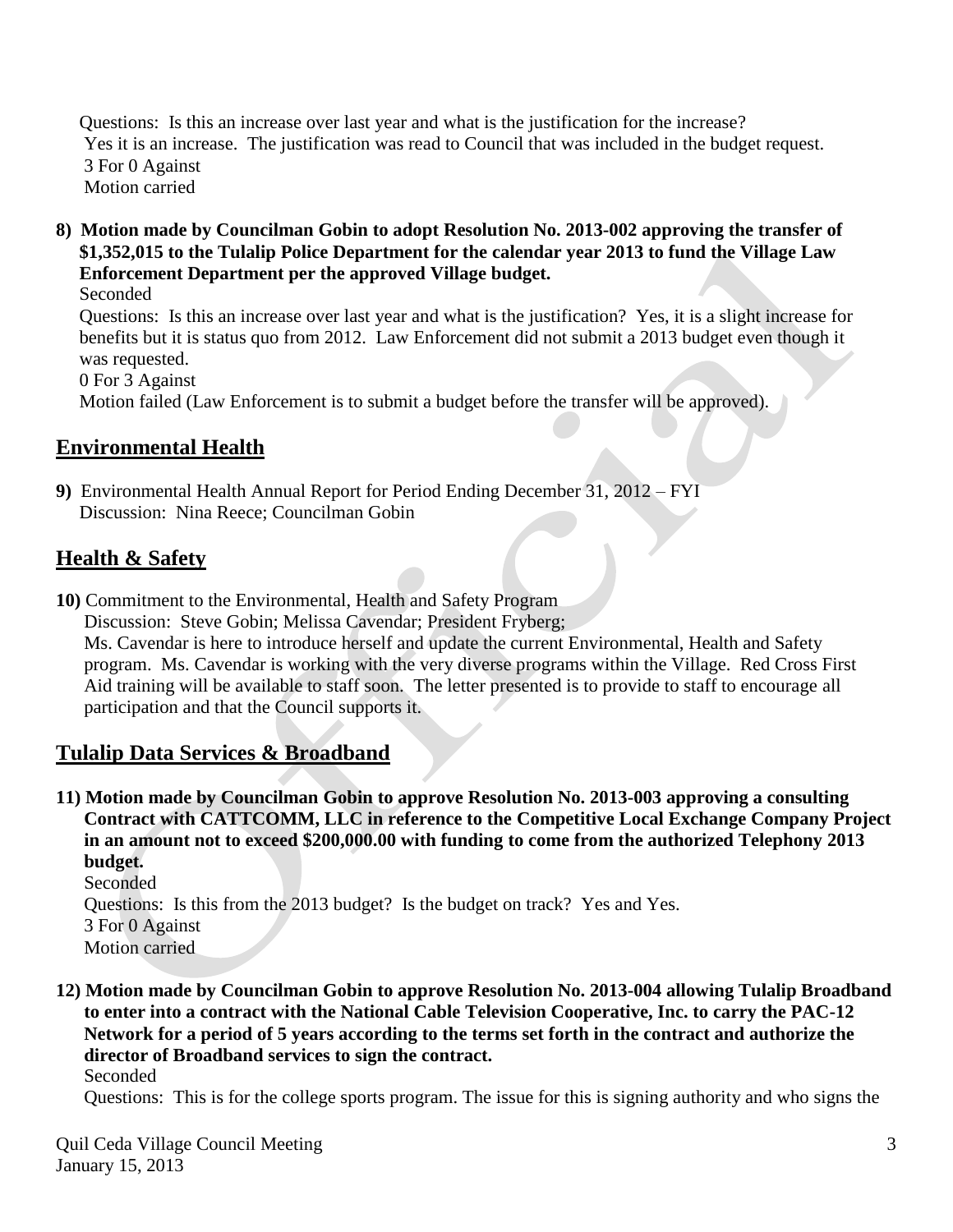Questions: Is this an increase over last year and what is the justification for the increase?
Yes it is an increase. The justification was read to Council that was included in the budget request.
3 For 0 Against
Motion carried

**8) Motion made by Councilman Gobin to adopt Resolution No. 2013-002 approving the transfer of $1,352,015 to the Tulalip Police Department for the calendar year 2013 to fund the Village Law Enforcement Department per the approved Village budget.**
Seconded
Questions: Is this an increase over last year and what is the justification? Yes, it is a slight increase for benefits but it is status quo from 2012. Law Enforcement did not submit a 2013 budget even though it was requested.
0 For 3 Against
Motion failed (Law Enforcement is to submit a budget before the transfer will be approved).

## Environmental Health

**9)** Environmental Health Annual Report for Period Ending December 31, 2012 – FYI
Discussion: Nina Reece; Councilman Gobin

## Health & Safety

**10)** Commitment to the Environmental, Health and Safety Program
Discussion: Steve Gobin; Melissa Cavendar; President Fryberg;
Ms. Cavendar is here to introduce herself and update the current Environmental, Health and Safety program. Ms. Cavendar is working with the very diverse programs within the Village. Red Cross First Aid training will be available to staff soon. The letter presented is to provide to staff to encourage all participation and that the Council supports it.

## Tulalip Data Services & Broadband

**11) Motion made by Councilman Gobin to approve Resolution No. 2013-003 approving a consulting Contract with CATTCOMM, LLC in reference to the Competitive Local Exchange Company Project in an amount not to exceed $200,000.00 with funding to come from the authorized Telephony 2013 budget.**
Seconded
Questions: Is this from the 2013 budget? Is the budget on track? Yes and Yes.
3 For 0 Against
Motion carried

**12) Motion made by Councilman Gobin to approve Resolution No. 2013-004 allowing Tulalip Broadband to enter into a contract with the National Cable Television Cooperative, Inc. to carry the PAC-12 Network for a period of 5 years according to the terms set forth in the contract and authorize the director of Broadband services to sign the contract.**
Seconded
Questions: This is for the college sports program. The issue for this is signing authority and who signs the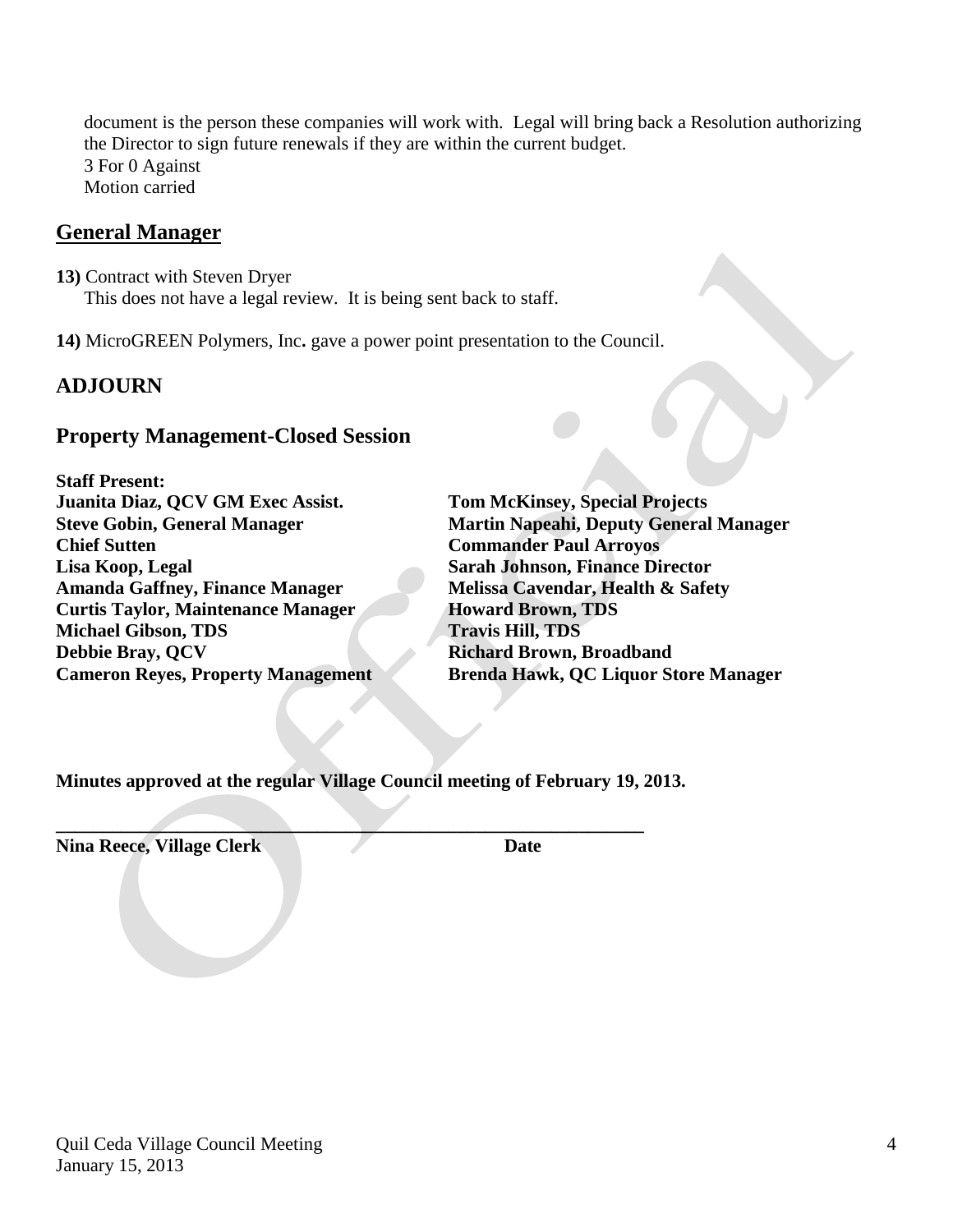document is the person these companies will work with. Legal will bring back a Resolution authorizing the Director to sign future renewals if they are within the current budget.
3 For 0 Against
Motion carried

## General Manager

**13)** Contract with Steven Dryer
This does not have a legal review. It is being sent back to staff.

**14)** MicroGREEN Polymers, Inc**.** gave a power point presentation to the Council.

## ADJOURN

## Property Management-Closed Session

**Staff Present:**

**Juanita Diaz, QCV GM Exec Assist.**
**Steve Gobin, General Manager**
**Chief Sutten**
**Lisa Koop, Legal**
**Amanda Gaffney, Finance Manager**
**Curtis Taylor, Maintenance Manager**
**Michael Gibson, TDS**
**Debbie Bray, QCV**
**Cameron Reyes, Property Management**
**Tom McKinsey, Special Projects**
**Martin Napeahi, Deputy General Manager**
**Commander Paul Arroyos**
**Sarah Johnson, Finance Director**
**Melissa Cavendar, Health & Safety**
**Howard Brown, TDS**
**Travis Hill, TDS**
**Richard Brown, Broadband**
**Brenda Hawk, QC Liquor Store Manager**

**Minutes approved at the regular Village Council meeting of February 19, 2013.**

______________________________________________________________

**Nina Reece, Village Clerk** **Date**